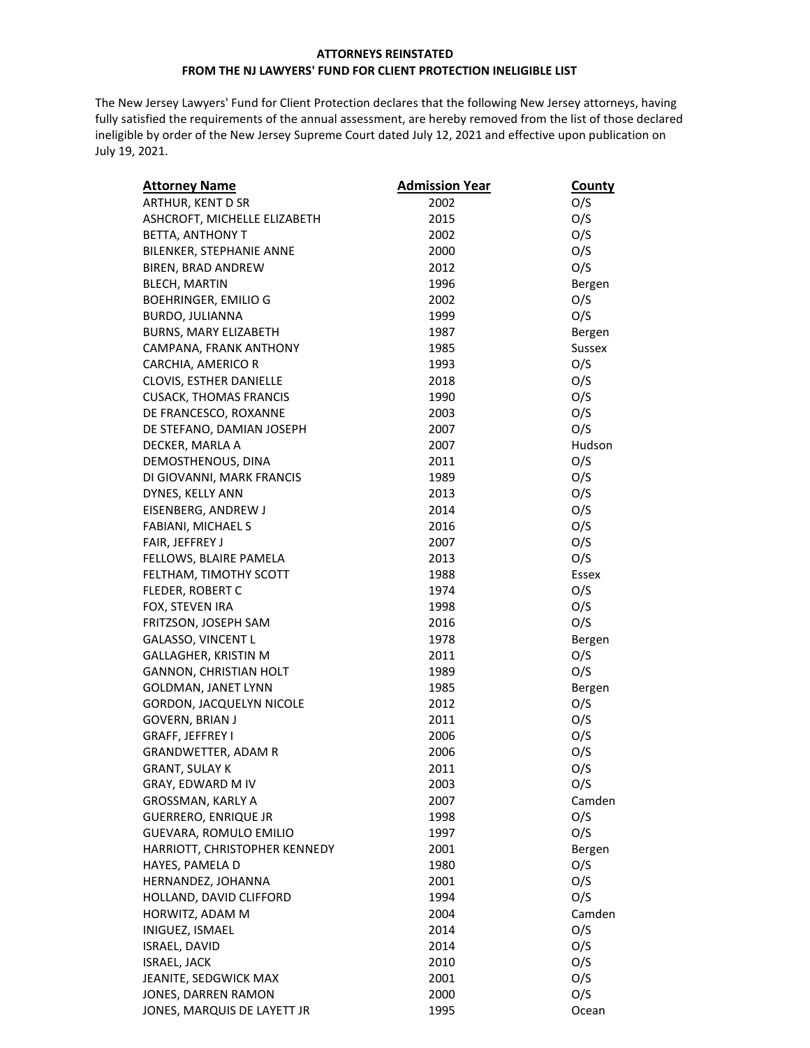**ATTORNEYS REINSTATED**
**FROM THE NJ LAWYERS' FUND FOR CLIENT PROTECTION INELIGIBLE LIST**

The New Jersey Lawyers' Fund for Client Protection declares that the following New Jersey attorneys, having fully satisfied the requirements of the annual assessment, are hereby removed from the list of those declared ineligible by order of the New Jersey Supreme Court dated July 12, 2021 and effective upon publication on July 19, 2021.

| Attorney Name | Admission Year | County |
|---|---|---|
| ARTHUR, KENT D SR | 2002 | O/S |
| ASHCROFT, MICHELLE ELIZABETH | 2015 | O/S |
| BETTA, ANTHONY T | 2002 | O/S |
| BILENKER, STEPHANIE ANNE | 2000 | O/S |
| BIREN, BRAD ANDREW | 2012 | O/S |
| BLECH, MARTIN | 1996 | Bergen |
| BOEHRINGER, EMILIO G | 2002 | O/S |
| BURDO, JULIANNA | 1999 | O/S |
| BURNS, MARY ELIZABETH | 1987 | Bergen |
| CAMPANA, FRANK ANTHONY | 1985 | Sussex |
| CARCHIA, AMERICO R | 1993 | O/S |
| CLOVIS, ESTHER DANIELLE | 2018 | O/S |
| CUSACK, THOMAS FRANCIS | 1990 | O/S |
| DE FRANCESCO, ROXANNE | 2003 | O/S |
| DE STEFANO, DAMIAN JOSEPH | 2007 | O/S |
| DECKER, MARLA A | 2007 | Hudson |
| DEMOSTHENOUS, DINA | 2011 | O/S |
| DI GIOVANNI, MARK FRANCIS | 1989 | O/S |
| DYNES, KELLY ANN | 2013 | O/S |
| EISENBERG, ANDREW J | 2014 | O/S |
| FABIANI, MICHAEL S | 2016 | O/S |
| FAIR, JEFFREY J | 2007 | O/S |
| FELLOWS, BLAIRE PAMELA | 2013 | O/S |
| FELTHAM, TIMOTHY SCOTT | 1988 | Essex |
| FLEDER, ROBERT C | 1974 | O/S |
| FOX, STEVEN IRA | 1998 | O/S |
| FRITZSON, JOSEPH SAM | 2016 | O/S |
| GALASSO, VINCENT L | 1978 | Bergen |
| GALLAGHER, KRISTIN M | 2011 | O/S |
| GANNON, CHRISTIAN HOLT | 1989 | O/S |
| GOLDMAN, JANET LYNN | 1985 | Bergen |
| GORDON, JACQUELYN NICOLE | 2012 | O/S |
| GOVERN, BRIAN J | 2011 | O/S |
| GRAFF, JEFFREY I | 2006 | O/S |
| GRANDWETTER, ADAM R | 2006 | O/S |
| GRANT, SULAY K | 2011 | O/S |
| GRAY, EDWARD M IV | 2003 | O/S |
| GROSSMAN, KARLY A | 2007 | Camden |
| GUERRERO, ENRIQUE JR | 1998 | O/S |
| GUEVARA, ROMULO EMILIO | 1997 | O/S |
| HARRIOTT, CHRISTOPHER KENNEDY | 2001 | Bergen |
| HAYES, PAMELA D | 1980 | O/S |
| HERNANDEZ, JOHANNA | 2001 | O/S |
| HOLLAND, DAVID CLIFFORD | 1994 | O/S |
| HORWITZ, ADAM M | 2004 | Camden |
| INIGUEZ, ISMAEL | 2014 | O/S |
| ISRAEL, DAVID | 2014 | O/S |
| ISRAEL, JACK | 2010 | O/S |
| JEANITE, SEDGWICK MAX | 2001 | O/S |
| JONES, DARREN RAMON | 2000 | O/S |
| JONES, MARQUIS DE LAYETT JR | 1995 | Ocean |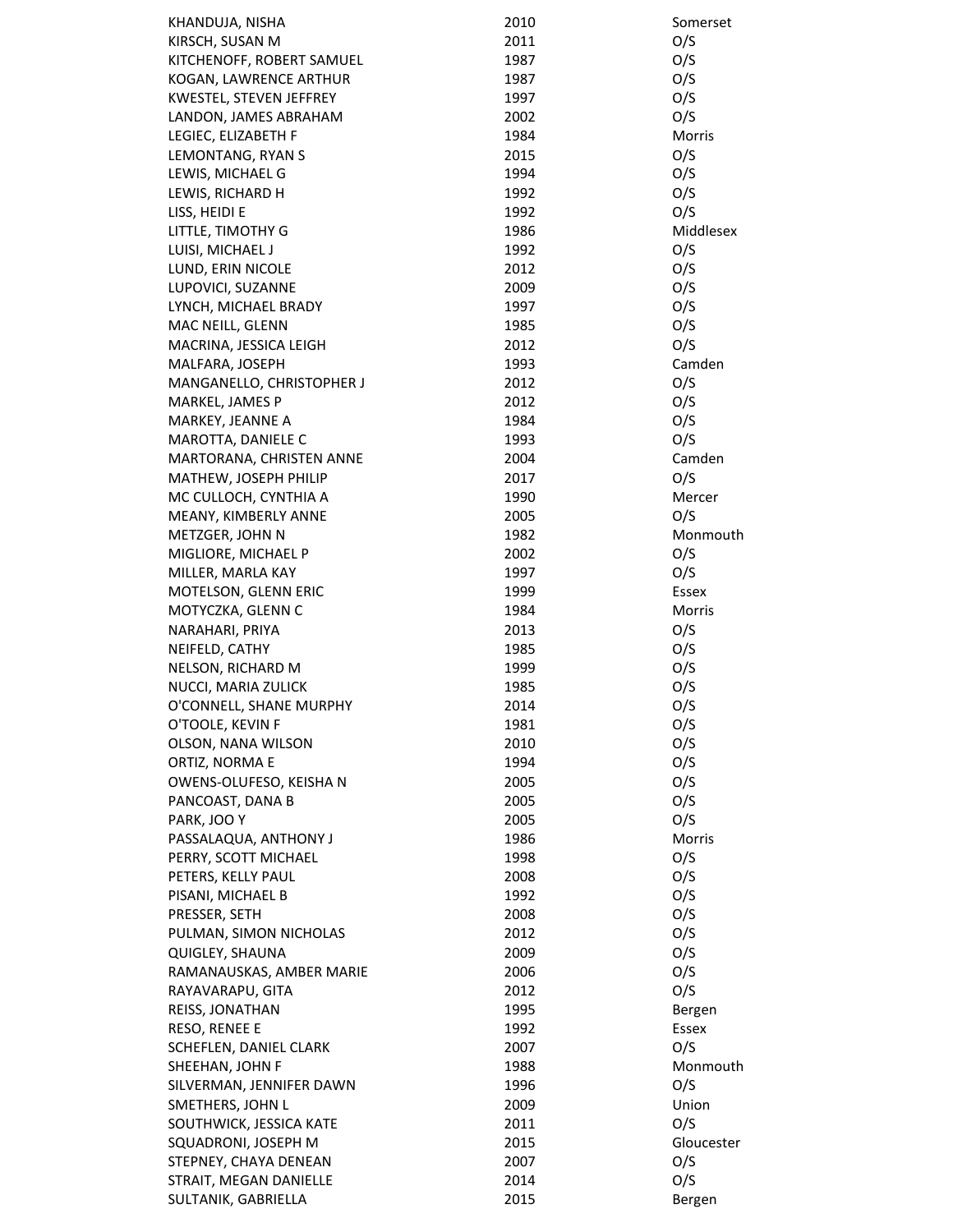| | | |
|---|---|---|
| KHANDUJA, NISHA | 2010 | Somerset |
| KIRSCH, SUSAN M | 2011 | O/S |
| KITCHENOFF, ROBERT SAMUEL | 1987 | O/S |
| KOGAN, LAWRENCE ARTHUR | 1987 | O/S |
| KWESTEL, STEVEN JEFFREY | 1997 | O/S |
| LANDON, JAMES ABRAHAM | 2002 | O/S |
| LEGIEC, ELIZABETH F | 1984 | Morris |
| LEMONTANG, RYAN S | 2015 | O/S |
| LEWIS, MICHAEL G | 1994 | O/S |
| LEWIS, RICHARD H | 1992 | O/S |
| LISS, HEIDI E | 1992 | O/S |
| LITTLE, TIMOTHY G | 1986 | Middlesex |
| LUISI, MICHAEL J | 1992 | O/S |
| LUND, ERIN NICOLE | 2012 | O/S |
| LUPOVICI, SUZANNE | 2009 | O/S |
| LYNCH, MICHAEL BRADY | 1997 | O/S |
| MAC NEILL, GLENN | 1985 | O/S |
| MACRINA, JESSICA LEIGH | 2012 | O/S |
| MALFARA, JOSEPH | 1993 | Camden |
| MANGANELLO, CHRISTOPHER J | 2012 | O/S |
| MARKEL, JAMES P | 2012 | O/S |
| MARKEY, JEANNE A | 1984 | O/S |
| MAROTTA, DANIELE C | 1993 | O/S |
| MARTORANA, CHRISTEN ANNE | 2004 | Camden |
| MATHEW, JOSEPH PHILIP | 2017 | O/S |
| MC CULLOCH, CYNTHIA A | 1990 | Mercer |
| MEANY, KIMBERLY ANNE | 2005 | O/S |
| METZGER, JOHN N | 1982 | Monmouth |
| MIGLIORE, MICHAEL P | 2002 | O/S |
| MILLER, MARLA KAY | 1997 | O/S |
| MOTELSON, GLENN ERIC | 1999 | Essex |
| MOTYCZKA, GLENN C | 1984 | Morris |
| NARAHARI, PRIYA | 2013 | O/S |
| NEIFELD, CATHY | 1985 | O/S |
| NELSON, RICHARD M | 1999 | O/S |
| NUCCI, MARIA ZULICK | 1985 | O/S |
| O'CONNELL, SHANE MURPHY | 2014 | O/S |
| O'TOOLE, KEVIN F | 1981 | O/S |
| OLSON, NANA WILSON | 2010 | O/S |
| ORTIZ, NORMA E | 1994 | O/S |
| OWENS-OLUFESO, KEISHA N | 2005 | O/S |
| PANCOAST, DANA B | 2005 | O/S |
| PARK, JOO Y | 2005 | O/S |
| PASSALAQUA, ANTHONY J | 1986 | Morris |
| PERRY, SCOTT MICHAEL | 1998 | O/S |
| PETERS, KELLY PAUL | 2008 | O/S |
| PISANI, MICHAEL B | 1992 | O/S |
| PRESSER, SETH | 2008 | O/S |
| PULMAN, SIMON NICHOLAS | 2012 | O/S |
| QUIGLEY, SHAUNA | 2009 | O/S |
| RAMANAUSKAS, AMBER MARIE | 2006 | O/S |
| RAYAVARAPU, GITA | 2012 | O/S |
| REISS, JONATHAN | 1995 | Bergen |
| RESO, RENEE E | 1992 | Essex |
| SCHEFLEN, DANIEL CLARK | 2007 | O/S |
| SHEEHAN, JOHN F | 1988 | Monmouth |
| SILVERMAN, JENNIFER DAWN | 1996 | O/S |
| SMETHERS, JOHN L | 2009 | Union |
| SOUTHWICK, JESSICA KATE | 2011 | O/S |
| SQUADRONI, JOSEPH M | 2015 | Gloucester |
| STEPNEY, CHAYA DENEAN | 2007 | O/S |
| STRAIT, MEGAN DANIELLE | 2014 | O/S |
| SULTANIK, GABRIELLA | 2015 | Bergen |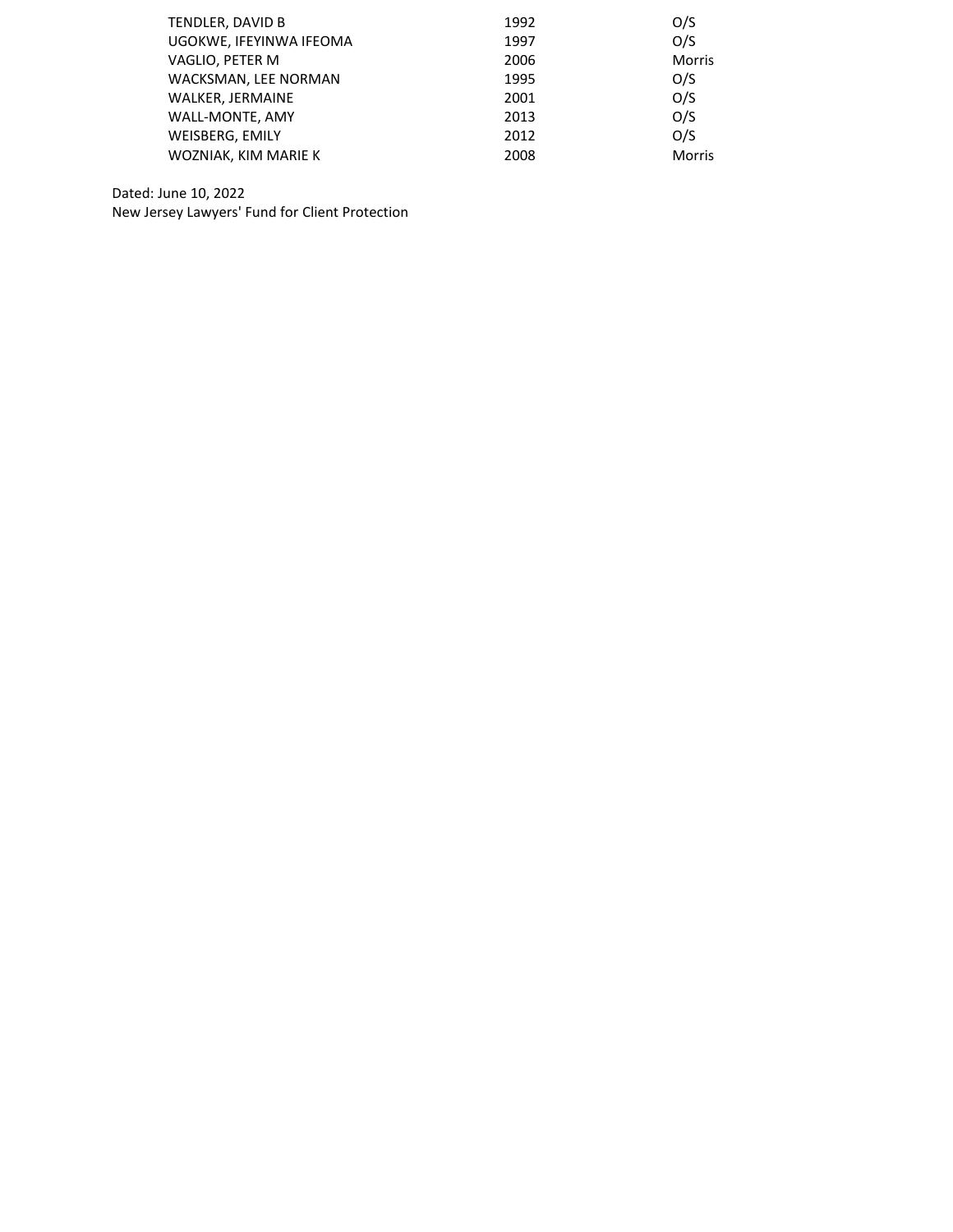| | | |
|---|---|---|
| TENDLER, DAVID B | 1992 | O/S |
| UGOKWE, IFEYINWA IFEOMA | 1997 | O/S |
| VAGLIO, PETER M | 2006 | Morris |
| WACKSMAN, LEE NORMAN | 1995 | O/S |
| WALKER, JERMAINE | 2001 | O/S |
| WALL-MONTE, AMY | 2013 | O/S |
| WEISBERG, EMILY | 2012 | O/S |
| WOZNIAK, KIM MARIE K | 2008 | Morris |

Dated: June 10, 2022
New Jersey Lawyers' Fund for Client Protection